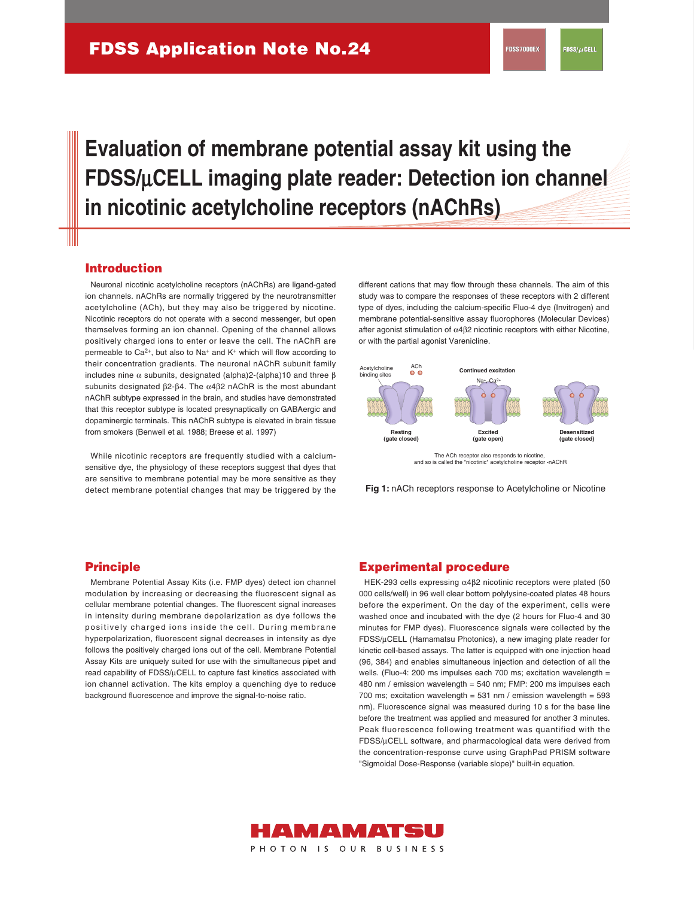FDSS Application Note No.24

FDSS7000EX FDSS/µCELL

# Evaluation of membrane potential assay kit using the FDSS/µCELL imaging plate reader: Detection ion channel in nicotinic acetylcholine receptors (nAChRs)

## Introduction

Neuronal nicotinic acetylcholine receptors (nAChRs) are ligand-gated ion channels. nAChRs are normally triggered by the neurotransmitter acetylcholine (ACh), but they may also be triggered by nicotine. Nicotinic receptors do not operate with a second messenger, but open themselves forming an ion channel. Opening of the channel allows positively charged ions to enter or leave the cell. The nAChR are permeable to $Ca^{2+}$, but also to $Na^{+}$ and $K^{+}$ which will flow according to their concentration gradients. The neuronal nAChR subunit family includes nine α subunits, designated (alpha)2-(alpha)10 and three β subunits designated β2-β4. The α4β2 nAChR is the most abundant nAChR subtype expressed in the brain, and studies have demonstrated that this receptor subtype is located presynaptically on GABAergic and dopaminergic terminals. This nAChR subtype is elevated in brain tissue from smokers (Benwell et al. 1988; Breese et al. 1997)

While nicotinic receptors are frequently studied with a calcium-sensitive dye, the physiology of these receptors suggest that dyes that are sensitive to membrane potential may be more sensitive as they detect membrane potential changes that may be triggered by the different cations that may flow through these channels. The aim of this study was to compare the responses of these receptors with 2 different type of dyes, including the calcium-specific Fluo-4 dye (Invitrogen) and membrane potential-sensitive assay fluorophores (Molecular Devices) after agonist stimulation of α4β2 nicotinic receptors with either Nicotine, or with the partial agonist Varenicline.

Acetylcholine binding sites — ACh — Continued excitation — $Na^{+}$, $Ca^{2+}$

Resting (gate closed) — Excited (gate open) — Desensitized (gate closed)

The ACh receptor also responds to nicotine, and so is called the "nicotinic" acetylcholine receptor -nAChR

**Fig 1:** nACh receptors response to Acetylcholine or Nicotine

## Principle

Membrane Potential Assay Kits (i.e. FMP dyes) detect ion channel modulation by increasing or decreasing the fluorescent signal as cellular membrane potential changes. The fluorescent signal increases in intensity during membrane depolarization as dye follows the positively charged ions inside the cell. During membrane hyperpolarization, fluorescent signal decreases in intensity as dye follows the positively charged ions out of the cell. Membrane Potential Assay Kits are uniquely suited for use with the simultaneous pipet and read capability of FDSS/µCELL to capture fast kinetics associated with ion channel activation. The kits employ a quenching dye to reduce background fluorescence and improve the signal-to-noise ratio.

## Experimental procedure

HEK-293 cells expressing α4β2 nicotinic receptors were plated (50 000 cells/well) in 96 well clear bottom polylysine-coated plates 48 hours before the experiment. On the day of the experiment, cells were washed once and incubated with the dye (2 hours for Fluo-4 and 30 minutes for FMP dyes). Fluorescence signals were collected by the FDSS/µCELL (Hamamatsu Photonics), a new imaging plate reader for kinetic cell-based assays. The latter is equipped with one injection head (96, 384) and enables simultaneous injection and detection of all the wells. (Fluo-4: 200 ms impulses each 700 ms; excitation wavelength = 480 nm / emission wavelength = 540 nm; FMP: 200 ms impulses each 700 ms; excitation wavelength = 531 nm / emission wavelength = 593 nm). Fluorescence signal was measured during 10 s for the base line before the treatment was applied and measured for another 3 minutes. Peak fluorescence following treatment was quantified with the FDSS/µCELL software, and pharmacological data were derived from the concentration-response curve using GraphPad PRISM software "Sigmoidal Dose-Response (variable slope)" built-in equation.

HAMAMATSU
PHOTON IS OUR BUSINESS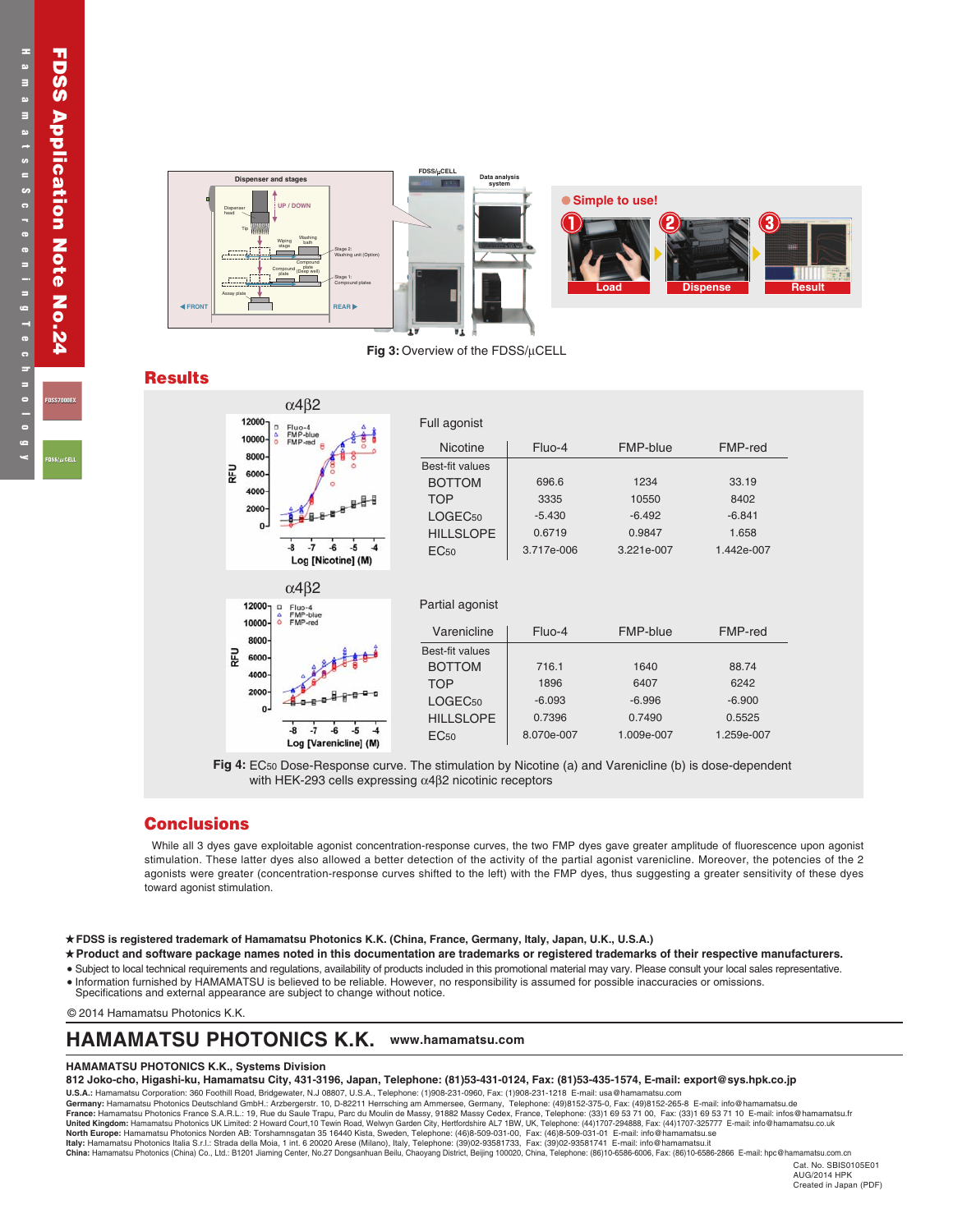Dispenser and stages

Dispenser head

UP / DOWN

Tip

Wiping stage

Washing bath

Stage 2: Washing unit (Option)

Compound plate (Deep well)

Compound plate

Stage 1: Compound plates

Assay plate

◀FRONT

REAR▶

FDSS/μCELL

Data analysis system

● Simple to use!

① Load

② Dispense

③ Result

**Fig 3:** Overview of the FDSS/μCELL

## Results

α4β2

12000, 10000, 8000, 6000, 4000, 2000, 0

RFU

□ Fluo-4
△ FMP-blue
○ FMP-red

-8 -7 -6 -5 -4

Log [Nicotine] (M)

Full agonist

| Nicotine | Fluo-4 | FMP-blue | FMP-red |
|---|---|---|---|
| Best-fit values | | | |
| BOTTOM | 696.6 | 1234 | 33.19 |
| TOP | 3335 | 10550 | 8402 |
| $LOGEC_{50}$ | -5.430 | -6.492 | -6.841 |
| HILLSLOPE | 0.6719 | 0.9847 | 1.658 |
| $EC_{50}$ | 3.717e-006 | 3.221e-007 | 1.442e-007 |

α4β2

12000, 10000, 8000, 6000, 4000, 2000, 0

RFU

□ Fluo-4
△ FMP-blue
○ FMP-red

-8 -7 -6 -5 -4

Log [Varenicline] (M)

Partial agonist

| Varenicline | Fluo-4 | FMP-blue | FMP-red |
|---|---|---|---|
| Best-fit values | | | |
| BOTTOM | 716.1 | 1640 | 88.74 |
| TOP | 1896 | 6407 | 6242 |
| $LOGEC_{50}$ | -6.093 | -6.996 | -6.900 |
| HILLSLOPE | 0.7396 | 0.7490 | 0.5525 |
| $EC_{50}$ | 8.070e-007 | 1.009e-007 | 1.259e-007 |

**Fig 4:** $EC_{50}$ Dose-Response curve. The stimulation by Nicotine (a) and Varenicline (b) is dose-dependent with HEK-293 cells expressing α4β2 nicotinic receptors

## Conclusions

While all 3 dyes gave exploitable agonist concentration-response curves, the two FMP dyes gave greater amplitude of fluorescence upon agonist stimulation. These latter dyes also allowed a better detection of the activity of the partial agonist varenicline. Moreover, the potencies of the 2 agonists were greater (concentration-response curves shifted to the left) with the FMP dyes, thus suggesting a greater sensitivity of these dyes toward agonist stimulation.

**★FDSS is registered trademark of Hamamatsu Photonics K.K. (China, France, Germany, Italy, Japan, U.K., U.S.A.)**

**★Product and software package names noted in this documentation are trademarks or registered trademarks of their respective manufacturers.**

- Subject to local technical requirements and regulations, availability of products included in this promotional material may vary. Please consult your local sales representative.
- Information furnished by HAMAMATSU is believed to be reliable. However, no responsibility is assumed for possible inaccuracies or omissions. Specifications and external appearance are subject to change without notice.

© 2014 Hamamatsu Photonics K.K.

# HAMAMATSU PHOTONICS K.K. www.hamamatsu.com

**HAMAMATSU PHOTONICS K.K., Systems Division**

**812 Joko-cho, Higashi-ku, Hamamatsu City, 431-3196, Japan, Telephone: (81)53-431-0124, Fax: (81)53-435-1574, E-mail: export@sys.hpk.co.jp**

**U.S.A.:** Hamamatsu Corporation: 360 Foothill Road, Bridgewater, N.J 08807, U.S.A., Telephone: (1)908-231-0960, Fax: (1)908-231-1218 E-mail: usa@hamamatsu.com
**Germany:** Hamamatsu Photonics Deutschland GmbH.: Arzbergerstr. 10, D-82211 Herrsching am Ammersee, Germany, Telephone: (49)8152-375-0, Fax: (49)8152-265-8 E-mail: info@hamamatsu.de
**France:** Hamamatsu Photonics France S.A.R.L.: 19, Rue du Saule Trapu, Parc du Moulin de Massy, 91882 Massy Cedex, France, Telephone: (33)1 69 53 71 00, Fax: (33)1 69 53 71 10 E-mail: infos@hamamatsu.fr
**United Kingdom:** Hamamatsu Photonics UK Limited: 2 Howard Court,10 Tewin Road, Welwyn Garden City, Hertfordshire AL7 1BW, UK, Telephone: (44)1707-294888, Fax: (44)1707-325777 E-mail: info@hamamatsu.co.uk
**North Europe:** Hamamatsu Photonics Norden AB: Torshamnsgatan 35 16440 Kista, Sweden, Telephone: (46)8-509-031-00, Fax: (46)8-509-031-01 E-mail: info@hamamatsu.se
**Italy:** Hamamatsu Photonics Italia S.r.l.: Strada della Moia, 1 int. 6 20020 Arese (Milano), Italy, Telephone: (39)02-93581733, Fax: (39)02-93581741 E-mail: info@hamamatsu.it
**China:** Hamamatsu Photonics (China) Co., Ltd.: B1201 Jiaming Center, No.27 Dongsanhuan Beilu, Chaoyang District, Beijing 100020, China, Telephone: (86)10-6586-6006, Fax: (86)10-6586-2866 E-mail: hpc@hamamatsu.com.cn

Cat. No. SBIS0105E01
AUG/2014 HPK
Created in Japan (PDF)